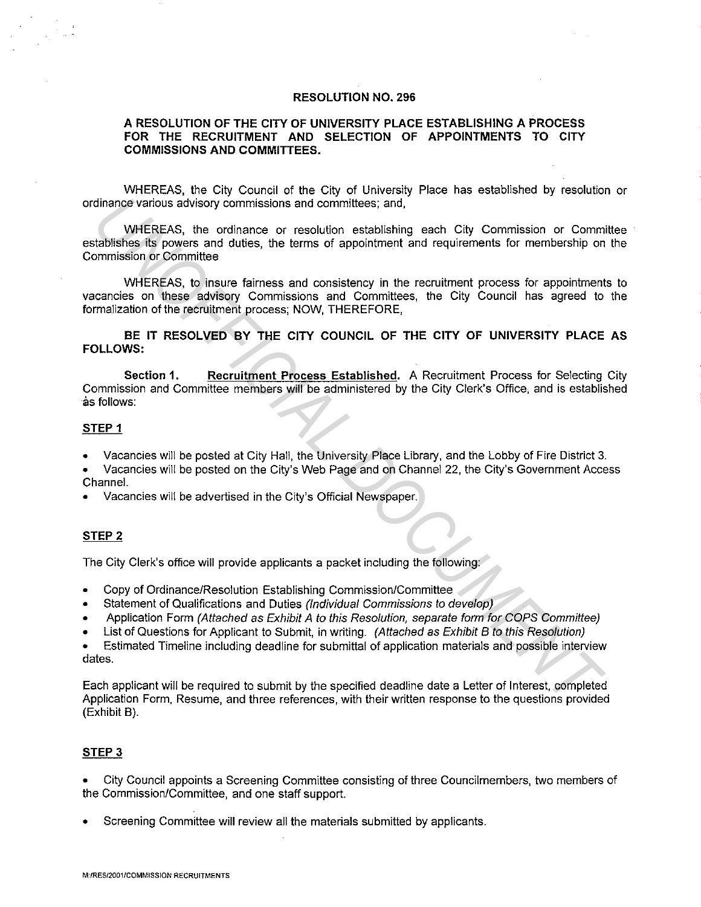**RESOLUTION NO. 296**

**A RESOLUTION OF THE CITY OF UNIVERSITY PLACE ESTABLISHING A PROCESS FOR THE RECRUITMENT AND SELECTION OF APPOINTMENTS TO CITY COMMISSIONS AND COMMITTEES.**

WHEREAS, the City Council of the City of University Place has established by resolution or ordinance various advisory commissions and committees; and,

WHEREAS, the ordinance or resolution establishing each City Commission or Committee establishes its powers and duties, the terms of appointment and requirements for membership on the Commission or Committee

WHEREAS, to insure fairness and consistency in the recruitment process for appointments to vacancies on these advisory Commissions and Committees, the City Council has agreed to the formalization of the recruitment process; NOW, THEREFORE,

**BE IT RESOLVED BY THE CITY COUNCIL OF THE CITY OF UNIVERSITY PLACE AS FOLLOWS:**

**Section 1.** <u>**Recruitment Process Established**</u>. A Recruitment Process for Selecting City Commission and Committee members will be administered by the City Clerk's Office, and is established as follows:

**<u>STEP 1</u>**

- Vacancies will be posted at City Hall, the University Place Library, and the Lobby of Fire District 3.
- Vacancies will be posted on the City's Web Page and on Channel 22, the City's Government Access Channel.
- Vacancies will be advertised in the City's Official Newspaper.

**<u>STEP 2</u>**

The City Clerk's office will provide applicants a packet including the following:

- Copy of Ordinance/Resolution Establishing Commission/Committee
- Statement of Qualifications and Duties *(Individual Commissions to develop)*
- Application Form *(Attached as Exhibit A to this Resolution, separate form for COPS Committee)*
- List of Questions for Applicant to Submit, in writing. *(Attached as Exhibit B to this Resolution)*
- Estimated Timeline including deadline for submittal of application materials and possible interview dates.

Each applicant will be required to submit by the specified deadline date a Letter of Interest, completed Application Form, Resume, and three references, with their written response to the questions provided (Exhibit B).

**<u>STEP 3</u>**

- City Council appoints a Screening Committee consisting of three Councilmembers, two members of the Commission/Committee, and one staff support.
- Screening Committee will review all the materials submitted by applicants.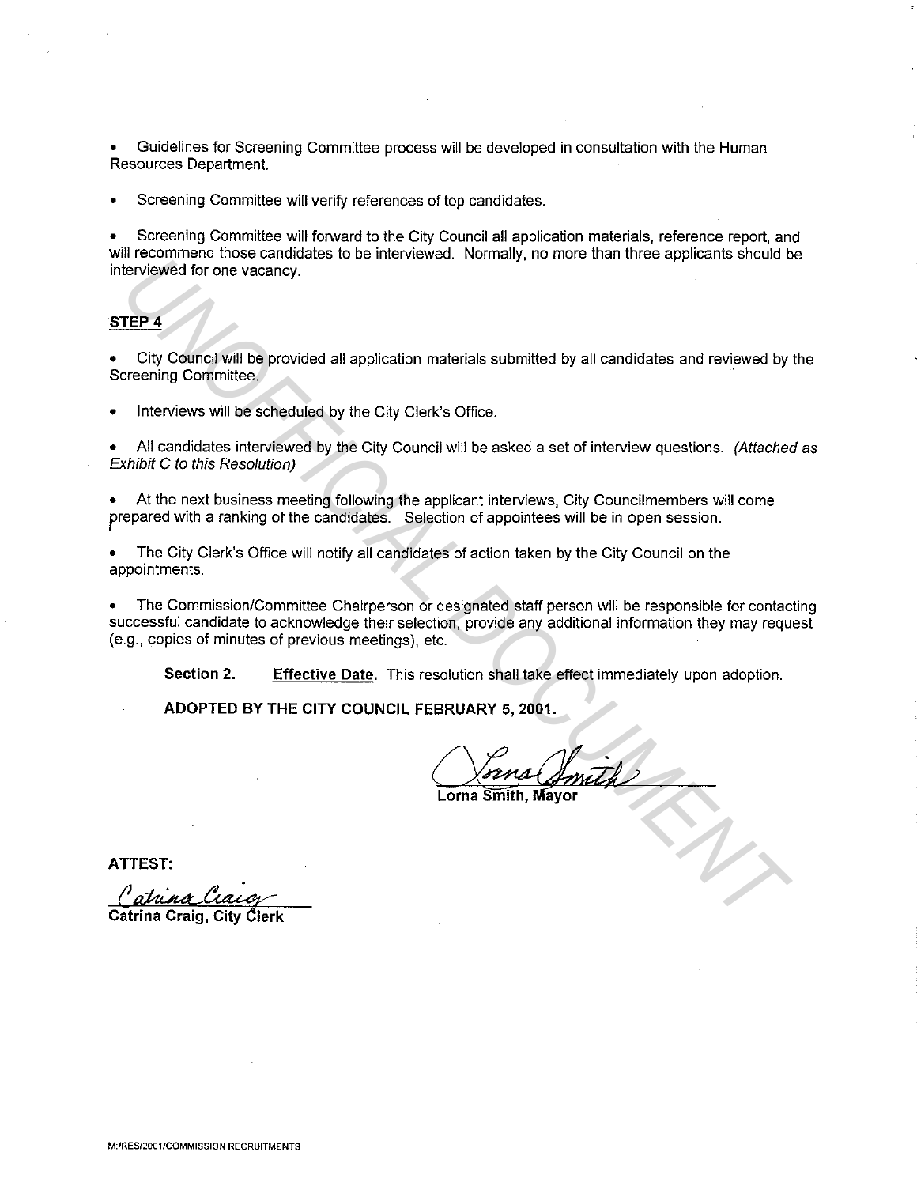- Guidelines for Screening Committee process will be developed in consultation with the Human Resources Department.

- Screening Committee will verify references of top candidates.

- Screening Committee will forward to the City Council all application materials, reference report, and will recommend those candidates to be interviewed. Normally, no more than three applicants should be interviewed for one vacancy.

**STEP 4**

- City Council will be provided all application materials submitted by all candidates and reviewed by the Screening Committee.

- Interviews will be scheduled by the City Clerk's Office.

- All candidates interviewed by the City Council will be asked a set of interview questions. *(Attached as Exhibit C to this Resolution)*

- At the next business meeting following the applicant interviews, City Councilmembers will come prepared with a ranking of the candidates. Selection of appointees will be in open session.

- The City Clerk's Office will notify all candidates of action taken by the City Council on the appointments.

- The Commission/Committee Chairperson or designated staff person will be responsible for contacting successful candidate to acknowledge their selection, provide any additional information they may request (e.g., copies of minutes of previous meetings), etc.

**Section 2.** **Effective Date.** This resolution shall take effect immediately upon adoption.

**ADOPTED BY THE CITY COUNCIL FEBRUARY 5, 2001.**

Lorna Smith

**Lorna Smith, Mayor**

**ATTEST:**

Catrina Craig

**Catrina Craig, City Clerk**

M:/RES/2001/COMMISSION RECRUITMENTS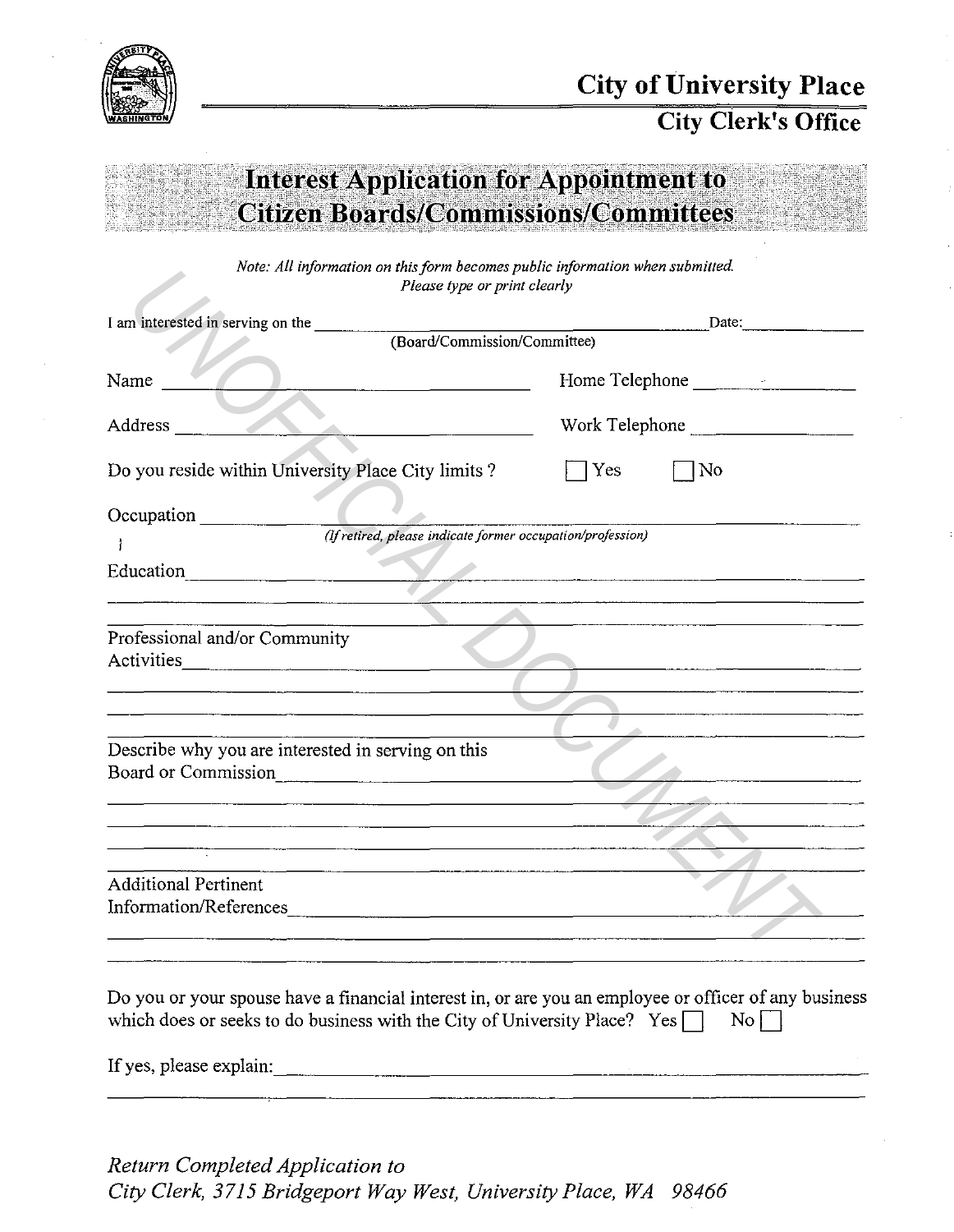# City of University Place

## City Clerk's Office

## Interest Application for Appointment to Citizen Boards/Commissions/Committees

*Note: All information on this form becomes public information when submitted.*
*Please type or print clearly*

I am interested in serving on the ______________________________ Date: ____________
(Board/Commission/Committee)

Name ______________________________ Home Telephone ______________

Address ______________________________ Work Telephone ______________

Do you reside within University Place City limits ? ☐ Yes ☐ No

Occupation ______________________________
*(If retired, please indicate former occupation/profession)*

Education ______________________________

Professional and/or Community Activities ______________________________

Describe why you are interested in serving on this Board or Commission ______________________________

Additional Pertinent Information/References ______________________________

Do you or your spouse have a financial interest in, or are you an employee or officer of any business which does or seeks to do business with the City of University Place? Yes ☐ No ☐

If yes, please explain: ______________________________

*Return Completed Application to*
*City Clerk, 3715 Bridgeport Way West, University Place, WA 98466*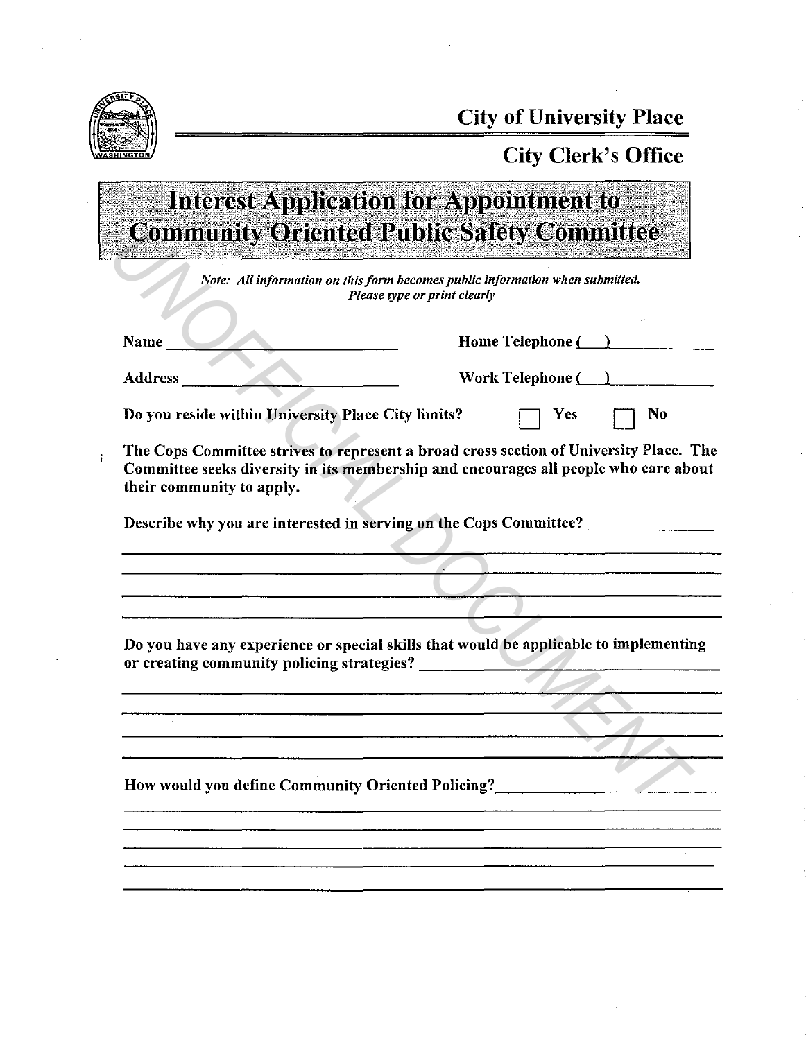City of University Place

City Clerk's Office

# Interest Application for Appointment to Community Oriented Public Safety Committee

*Note: All information on this form becomes public information when submitted.*
*Please type or print clearly*

**Name** ____________________________ **Home Telephone (___)** ____________

**Address** __________________________ **Work Telephone (___)** ____________

**Do you reside within University Place City limits?** ☐ **Yes** ☐ **No**

**The Cops Committee strives to represent a broad cross section of University Place. The Committee seeks diversity in its membership and encourages all people who care about their community to apply.**

**Describe why you are interested in serving on the Cops Committee?** ______________

________________________________________________________________________

________________________________________________________________________

________________________________________________________________________

________________________________________________________________________

**Do you have any experience or special skills that would be applicable to implementing or creating community policing strategies?** ________________________________

________________________________________________________________________

________________________________________________________________________

________________________________________________________________________

________________________________________________________________________

**How would you define Community Oriented Policing?** __________________________

________________________________________________________________________

________________________________________________________________________

________________________________________________________________________

________________________________________________________________________

________________________________________________________________________

UNOFFICIAL DOCUMENT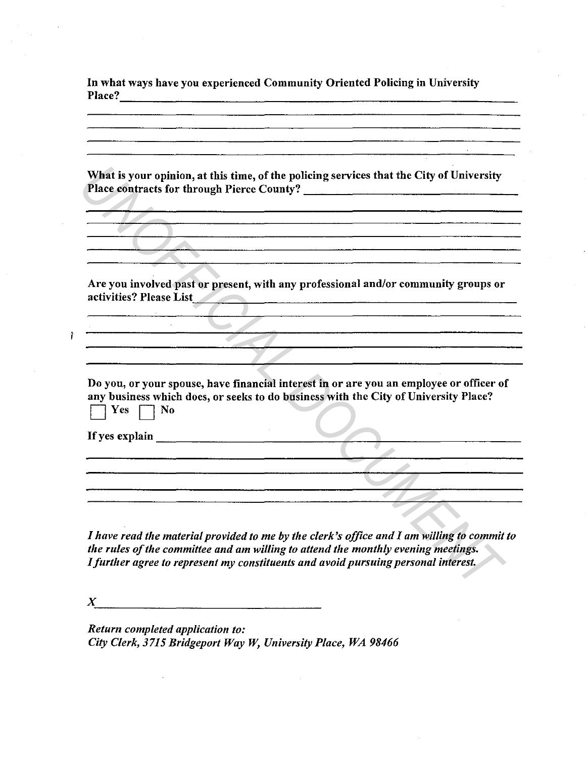**In what ways have you experienced Community Oriented Policing in University Place?**\_\_\_\_\_\_\_\_\_\_\_\_\_\_\_\_\_\_\_\_\_\_\_\_\_\_\_\_\_\_\_\_\_\_\_\_\_\_\_\_\_\_\_\_\_\_\_\_\_\_\_\_\_\_\_\_\_\_\_\_

**What is your opinion, at this time, of the policing services that the City of University Place contracts for through Pierce County?** \_\_\_\_\_\_\_\_\_\_\_\_\_\_\_\_\_\_\_\_\_\_\_\_\_\_\_\_\_\_\_\_

**Are you involved past or present, with any professional and/or community groups or activities? Please List**\_\_\_\_\_\_\_\_\_\_\_\_\_\_\_\_\_\_\_\_\_\_\_\_\_\_\_\_\_\_\_\_\_\_\_\_\_\_\_\_\_\_\_\_\_\_\_\_

**Do you, or your spouse, have financial interest in or are you an employee or officer of any business which does, or seeks to do business with the City of University Place?**

☐ **Yes** ☐ **No**

**If yes explain** \_\_\_\_\_\_\_\_\_\_\_\_\_\_\_\_\_\_\_\_\_\_\_\_\_\_\_\_\_\_\_\_\_\_\_\_\_\_\_\_\_\_\_\_\_\_\_\_\_\_\_\_\_\_\_\_\_\_\_\_\_\_\_\_

***I have read the material provided to me by the clerk's office and I am willing to commit to the rules of the committee and am willing to attend the monthly evening meetings. I further agree to represent my constituents and avoid pursuing personal interest.***

*X*\_\_\_\_\_\_\_\_\_\_\_\_\_\_\_\_\_\_\_\_\_\_\_\_\_\_\_\_\_\_\_\_\_\_\_\_\_\_

***Return completed application to:***
***City Clerk, 3715 Bridgeport Way W, University Place, WA 98466***

UNOFFICIAL DOCUMENT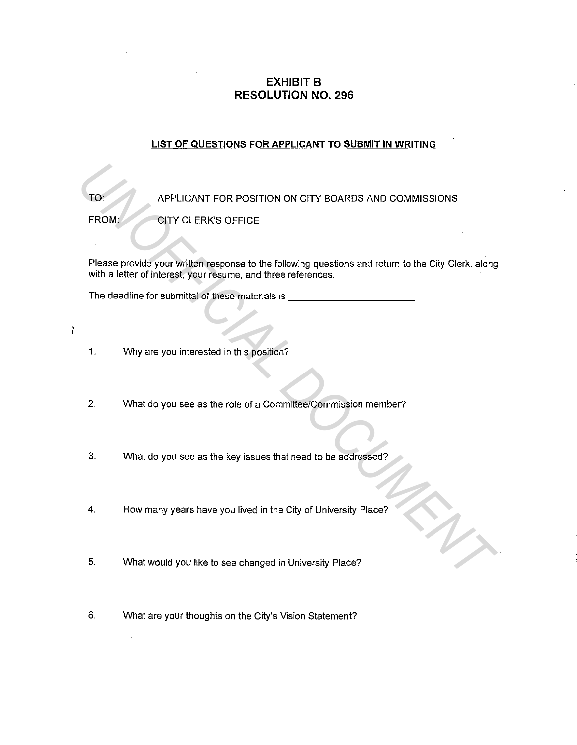# EXHIBIT B
# RESOLUTION NO. 296

**LIST OF QUESTIONS FOR APPLICANT TO SUBMIT IN WRITING**

TO: APPLICANT FOR POSITION ON CITY BOARDS AND COMMISSIONS

FROM: CITY CLERK'S OFFICE

Please provide your written response to the following questions and return to the City Clerk, along with a letter of interest, your resume, and three references.

The deadline for submittal of these materials is ________________________

1. Why are you interested in this position?

2. What do you see as the role of a Committee/Commission member?

3. What do you see as the key issues that need to be addressed?

4. How many years have you lived in the City of University Place?

5. What would you like to see changed in University Place?

6. What are your thoughts on the City's Vision Statement?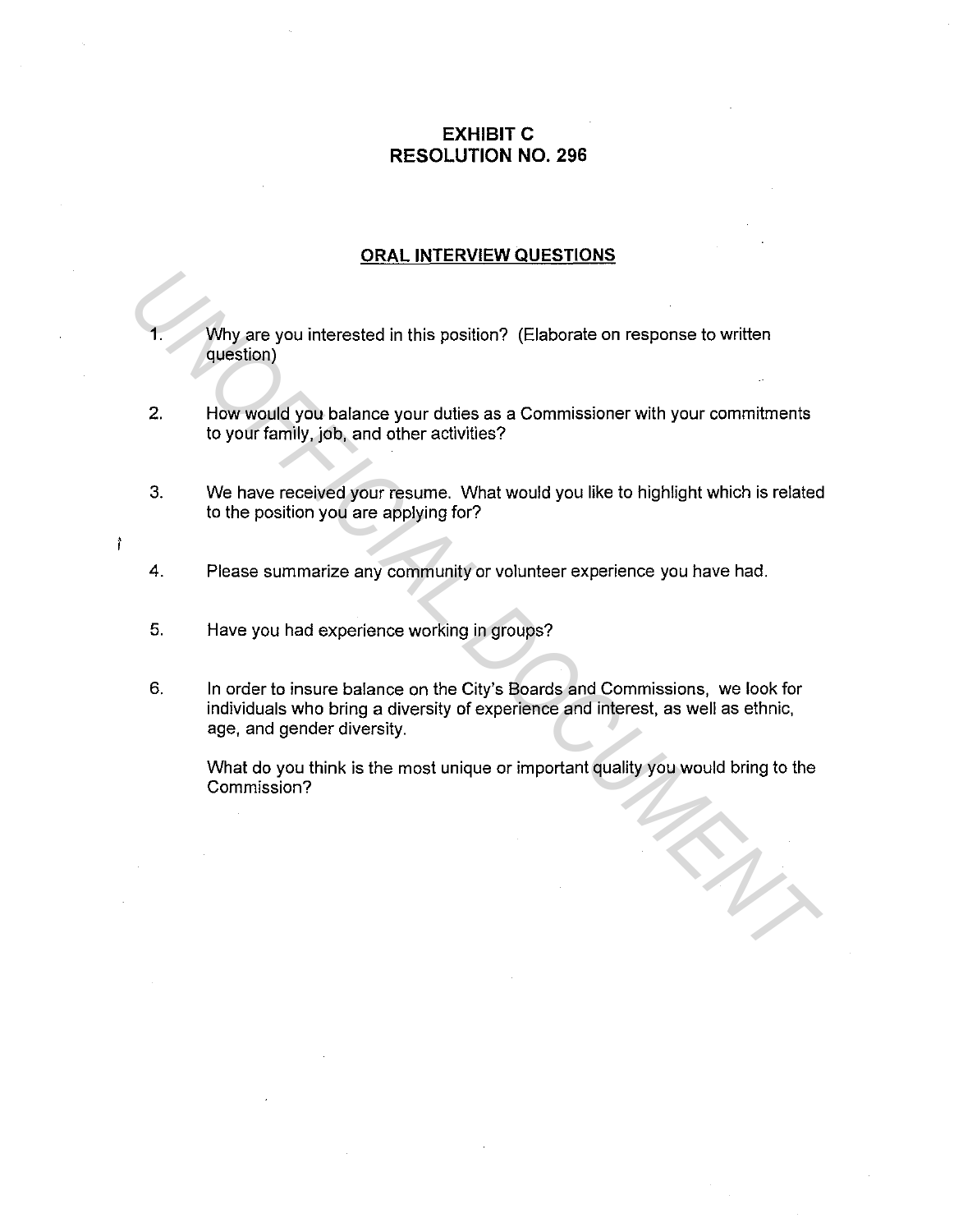# EXHIBIT C
# RESOLUTION NO. 296

## ORAL INTERVIEW QUESTIONS

1. Why are you interested in this position? (Elaborate on response to written question)

2. How would you balance your duties as a Commissioner with your commitments to your family, job, and other activities?

3. We have received your resume. What would you like to highlight which is related to the position you are applying for?

4. Please summarize any community or volunteer experience you have had.

5. Have you had experience working in groups?

6. In order to insure balance on the City's Boards and Commissions, we look for individuals who bring a diversity of experience and interest, as well as ethnic, age, and gender diversity.

   What do you think is the most unique or important quality you would bring to the Commission?